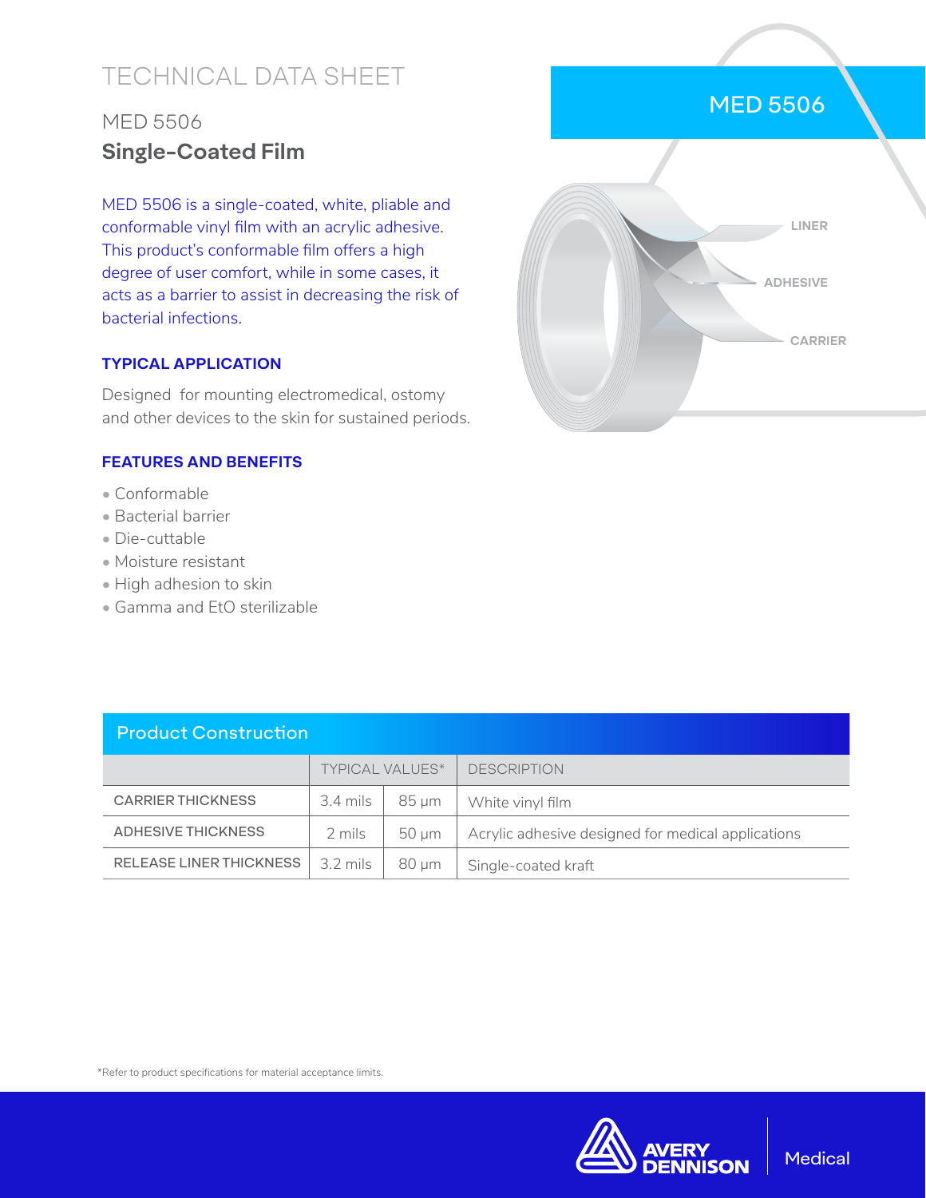# TECHNICAL DATA SHEET

## MED 5506

## Single-Coated Film

MED 5506 is a single-coated, white, pliable and conformable vinyl film with an acrylic adhesive. This product's conformable film offers a high degree of user comfort, while in some cases, it acts as a barrier to assist in decreasing the risk of bacterial infections.

MED 5506

LINER

ADHESIVE

CARRIER

### TYPICAL APPLICATION

Designed for mounting electromedical, ostomy and other devices to the skin for sustained periods.

### FEATURES AND BENEFITS

- Conformable
- Bacterial barrier
- Die-cuttable
- Moisture resistant
- High adhesion to skin
- Gamma and EtO sterilizable

### Product Construction

| | TYPICAL VALUES* | | DESCRIPTION |
|---|---|---|---|
| CARRIER THICKNESS | 3.4 mils | 85 μm | White vinyl film |
| ADHESIVE THICKNESS | 2 mils | 50 μm | Acrylic adhesive designed for medical applications |
| RELEASE LINER THICKNESS | 3.2 mils | 80 μm | Single-coated kraft |

*Refer to product specifications for material acceptance limits.

AVERY DENNISON Medical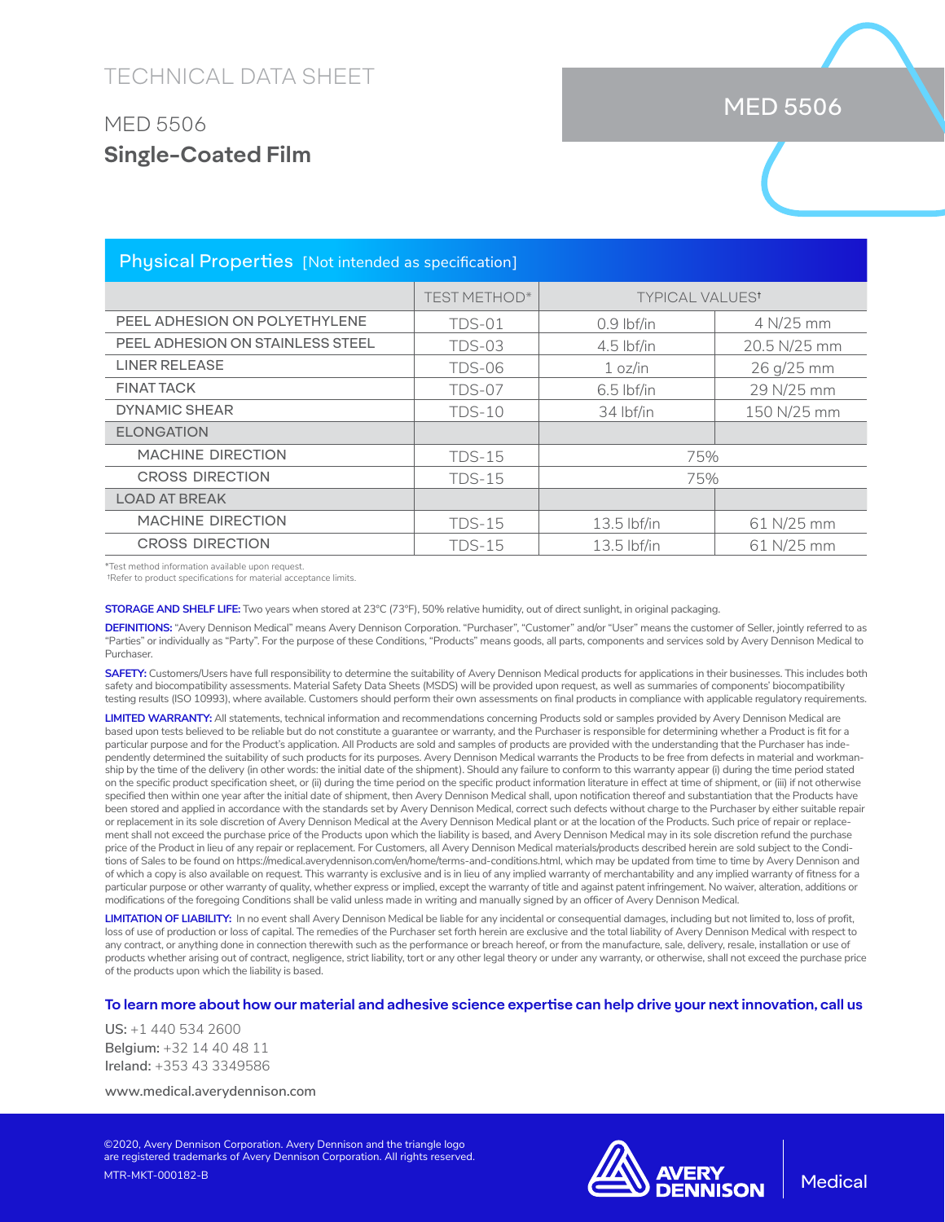TECHNICAL DATA SHEET

# MED 5506

## Single-Coated Film

MED 5506

### Physical Properties [Not intended as specification]

| | TEST METHOD* | TYPICAL VALUES† | |
|---|---|---|---|
| PEEL ADHESION ON POLYETHYLENE | TDS-01 | 0.9 lbf/in | 4 N/25 mm |
| PEEL ADHESION ON STAINLESS STEEL | TDS-03 | 4.5 lbf/in | 20.5 N/25 mm |
| LINER RELEASE | TDS-06 | 1 oz/in | 26 g/25 mm |
| FINAT TACK | TDS-07 | 6.5 lbf/in | 29 N/25 mm |
| DYNAMIC SHEAR | TDS-10 | 34 lbf/in | 150 N/25 mm |
| ELONGATION | | | |
| MACHINE DIRECTION | TDS-15 | 75% | |
| CROSS DIRECTION | TDS-15 | 75% | |
| LOAD AT BREAK | | | |
| MACHINE DIRECTION | TDS-15 | 13.5 lbf/in | 61 N/25 mm |
| CROSS DIRECTION | TDS-15 | 13.5 lbf/in | 61 N/25 mm |

*Test method information available upon request.
†Refer to product specifications for material acceptance limits.

**STORAGE AND SHELF LIFE:** Two years when stored at 23°C (73°F), 50% relative humidity, out of direct sunlight, in original packaging.

**DEFINITIONS:** "Avery Dennison Medical" means Avery Dennison Corporation. "Purchaser", "Customer" and/or "User" means the customer of Seller, jointly referred to as "Parties" or individually as "Party". For the purpose of these Conditions, "Products" means goods, all parts, components and services sold by Avery Dennison Medical to Purchaser.

**SAFETY:** Customers/Users have full responsibility to determine the suitability of Avery Dennison Medical products for applications in their businesses. This includes both safety and biocompatibility assessments. Material Safety Data Sheets (MSDS) will be provided upon request, as well as summaries of components' biocompatibility testing results (ISO 10993), where available. Customers should perform their own assessments on final products in compliance with applicable regulatory requirements.

**LIMITED WARRANTY:** All statements, technical information and recommendations concerning Products sold or samples provided by Avery Dennison Medical are based upon tests believed to be reliable but do not constitute a guarantee or warranty, and the Purchaser is responsible for determining whether a Product is fit for a particular purpose and for the Product's application. All Products are sold and samples of products are provided with the understanding that the Purchaser has independently determined the suitability of such products for its purposes. Avery Dennison Medical warrants the Products to be free from defects in material and workmanship by the time of the delivery (in other words: the initial date of the shipment). Should any failure to conform to this warranty appear (i) during the time period stated on the specific product specification sheet, or (ii) during the time period on the specific product information literature in effect at time of shipment, or (iii) if not otherwise specified then within one year after the initial date of shipment, then Avery Dennison Medical shall, upon notification thereof and substantiation that the Products have been stored and applied in accordance with the standards set by Avery Dennison Medical, correct such defects without charge to the Purchaser by either suitable repair or replacement in its sole discretion of Avery Dennison Medical at the Avery Dennison Medical plant or at the location of the Products. Such price of repair or replacement shall not exceed the purchase price of the Products upon which the liability is based, and Avery Dennison Medical may in its sole discretion refund the purchase price of the Product in lieu of any repair or replacement. For Customers, all Avery Dennison Medical materials/products described herein are sold subject to the Conditions of Sales to be found on https://medical.averydennison.com/en/home/terms-and-conditions.html, which may be updated from time to time by Avery Dennison and of which a copy is also available on request. This warranty is exclusive and is in lieu of any implied warranty of merchantability and any implied warranty of fitness for a particular purpose or other warranty of quality, whether express or implied, except the warranty of title and against patent infringement. No waiver, alteration, additions or modifications of the foregoing Conditions shall be valid unless made in writing and manually signed by an officer of Avery Dennison Medical.

**LIMITATION OF LIABILITY:** In no event shall Avery Dennison Medical be liable for any incidental or consequential damages, including but not limited to, loss of profit, loss of use of production or loss of capital. The remedies of the Purchaser set forth herein are exclusive and the total liability of Avery Dennison Medical with respect to any contract, or anything done in connection therewith such as the performance or breach hereof, or from the manufacture, sale, delivery, resale, installation or use of products whether arising out of contract, negligence, strict liability, tort or any other legal theory or under any warranty, or otherwise, shall not exceed the purchase price of the products upon which the liability is based.

**To learn more about how our material and adhesive science expertise can help drive your next innovation, call us**

**US:** +1 440 534 2600
**Belgium:** +32 14 40 48 11
**Ireland:** +353 43 3349586

**www.medical.averydennison.com**

©2020, Avery Dennison Corporation. Avery Dennison and the triangle logo are registered trademarks of Avery Dennison Corporation. All rights reserved.

MTR-MKT-000182-B

AVERY DENNISON Medical